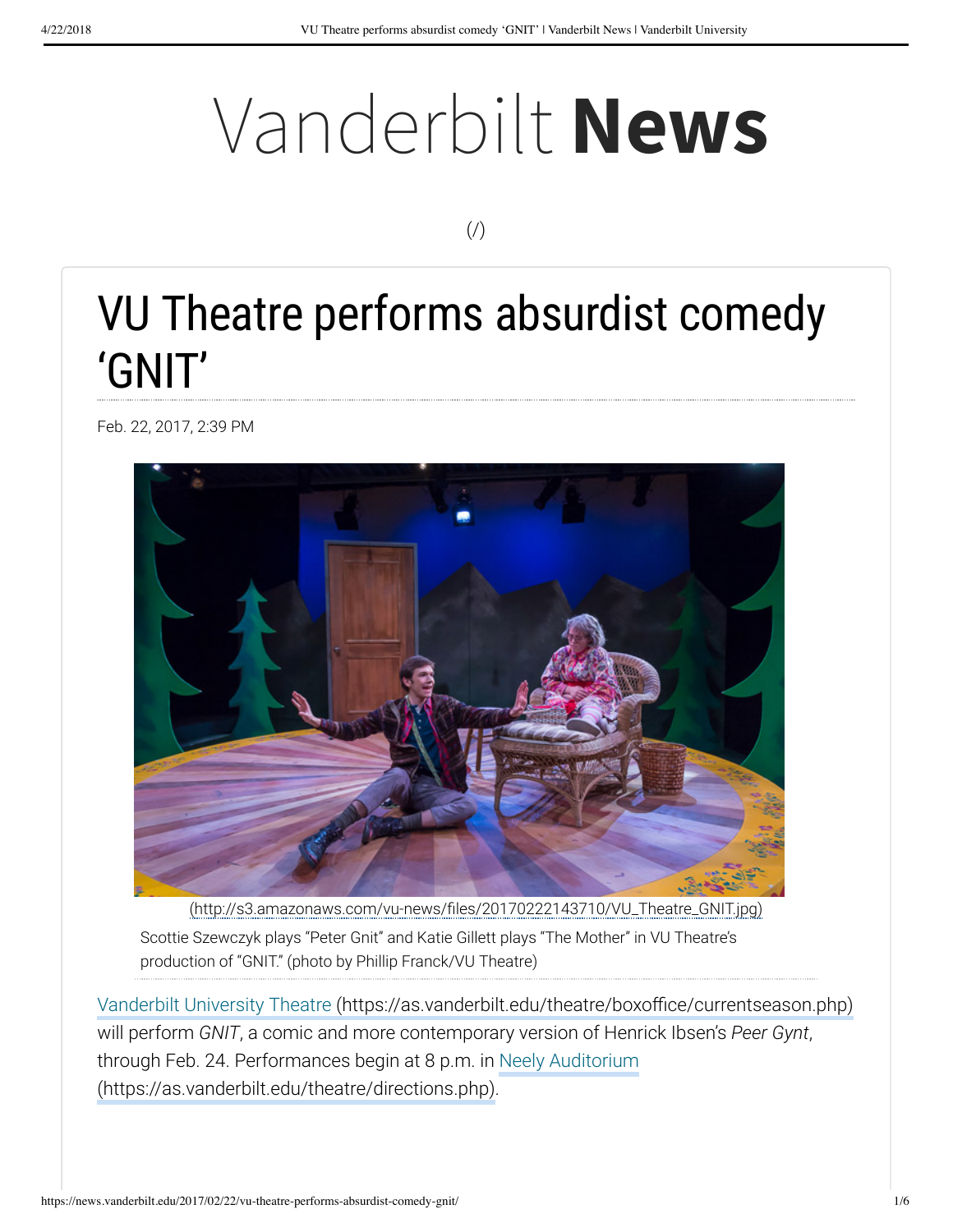# Vanderbilt **News**

(/)

# VU Theatre performs absurdist comedy 'GNIT'

Feb. 22, 2017, 2:39 PM

(http://s3.amazonaws.com/vu-news/files/20170222143710/VU_Theatre_GNIT.jpg)

Scottie Szewczyk plays "Peter Gnit" and Katie Gillett plays "The Mother" in VU Theatre's production of "GNIT." (photo by Phillip Franck/VU Theatre)

Vanderbilt University Theatre (https://as.vanderbilt.edu/theatre/boxoffice/currentseason.php) will perform *GNIT*, a comic and more contemporary version of Henrick Ibsen's *Peer Gynt*, through Feb. 24. Performances begin at 8 p.m. in Neely Auditorium (https://as.vanderbilt.edu/theatre/directions.php).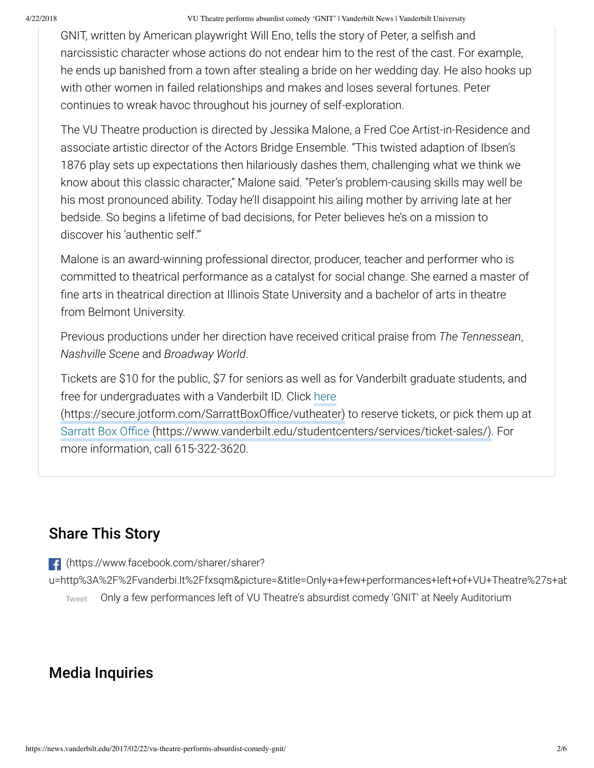GNIT, written by American playwright Will Eno, tells the story of Peter, a selfish and narcissistic character whose actions do not endear him to the rest of the cast. For example, he ends up banished from a town after stealing a bride on her wedding day. He also hooks up with other women in failed relationships and makes and loses several fortunes. Peter continues to wreak havoc throughout his journey of self-exploration.

The VU Theatre production is directed by Jessika Malone, a Fred Coe Artist-in-Residence and associate artistic director of the Actors Bridge Ensemble. "This twisted adaption of Ibsen's 1876 play sets up expectations then hilariously dashes them, challenging what we think we know about this classic character," Malone said. "Peter's problem-causing skills may well be his most pronounced ability. Today he'll disappoint his ailing mother by arriving late at her bedside. So begins a lifetime of bad decisions, for Peter believes he's on a mission to discover his 'authentic self.'"

Malone is an award-winning professional director, producer, teacher and performer who is committed to theatrical performance as a catalyst for social change. She earned a master of fine arts in theatrical direction at Illinois State University and a bachelor of arts in theatre from Belmont University.

Previous productions under her direction have received critical praise from *The Tennessean*, *Nashville Scene* and *Broadway World*.

Tickets are $10 for the public, $7 for seniors as well as for Vanderbilt graduate students, and free for undergraduates with a Vanderbilt ID. Click here (https://secure.jotform.com/SarrattBoxOffice/vutheater) to reserve tickets, or pick them up at Sarratt Box Office (https://www.vanderbilt.edu/studentcenters/services/ticket-sales/). For more information, call 615-322-3620.

## Share This Story

(https://www.facebook.com/sharer/sharer?u=http%3A%2F%2Fvanderbi.lt%2Ffxsqm&picture=&title=Only+a+few+performances+left+of+VU+Theatre%27s+ab

Tweet Only a few performances left of VU Theatre's absurdist comedy 'GNIT' at Neely Auditorium

## Media Inquiries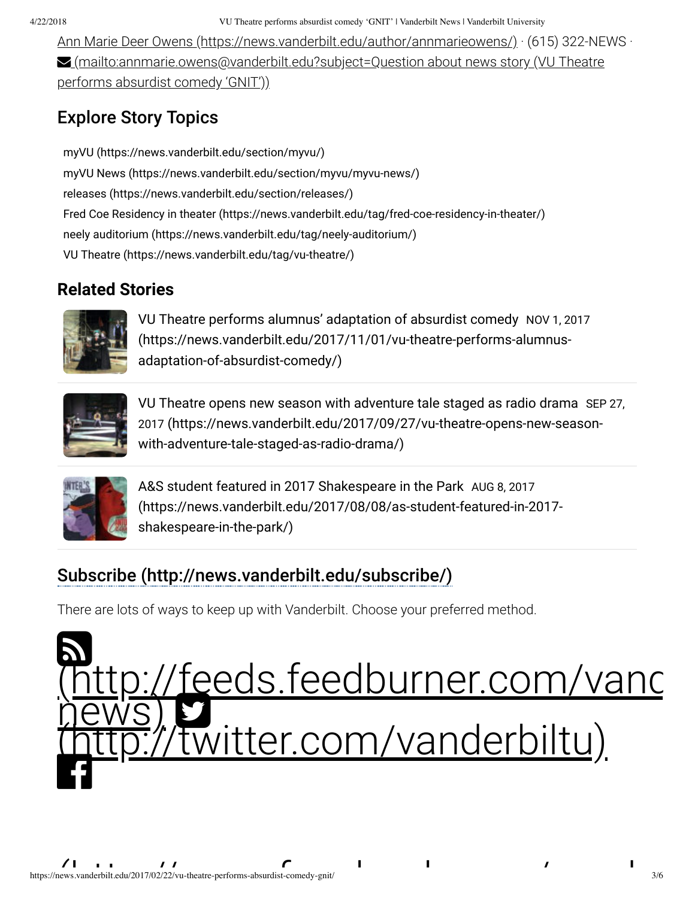Ann Marie Deer Owens (https://news.vanderbilt.edu/author/annmarieowens/) · (615) 322-NEWS · (mailto:annmarie.owens@vanderbilt.edu?subject=Question about news story (VU Theatre performs absurdist comedy 'GNIT'))

## Explore Story Topics

myVU (https://news.vanderbilt.edu/section/myvu/)
myVU News (https://news.vanderbilt.edu/section/myvu/myvu-news/)
releases (https://news.vanderbilt.edu/section/releases/)
Fred Coe Residency in theater (https://news.vanderbilt.edu/tag/fred-coe-residency-in-theater/)
neely auditorium (https://news.vanderbilt.edu/tag/neely-auditorium/)
VU Theatre (https://news.vanderbilt.edu/tag/vu-theatre/)

## Related Stories

VU Theatre performs alumnus' adaptation of absurdist comedy NOV 1, 2017 (https://news.vanderbilt.edu/2017/11/01/vu-theatre-performs-alumnus-adaptation-of-absurdist-comedy/)

VU Theatre opens new season with adventure tale staged as radio drama SEP 27, 2017 (https://news.vanderbilt.edu/2017/09/27/vu-theatre-opens-new-season-with-adventure-tale-staged-as-radio-drama/)

A&S student featured in 2017 Shakespeare in the Park AUG 8, 2017 (https://news.vanderbilt.edu/2017/08/08/as-student-featured-in-2017-shakespeare-in-the-park/)

## Subscribe (http://news.vanderbilt.edu/subscribe/)

There are lots of ways to keep up with Vanderbilt. Choose your preferred method.

(http://feeds.feedburner.com/vanc news) (http://twitter.com/vanderbiltu)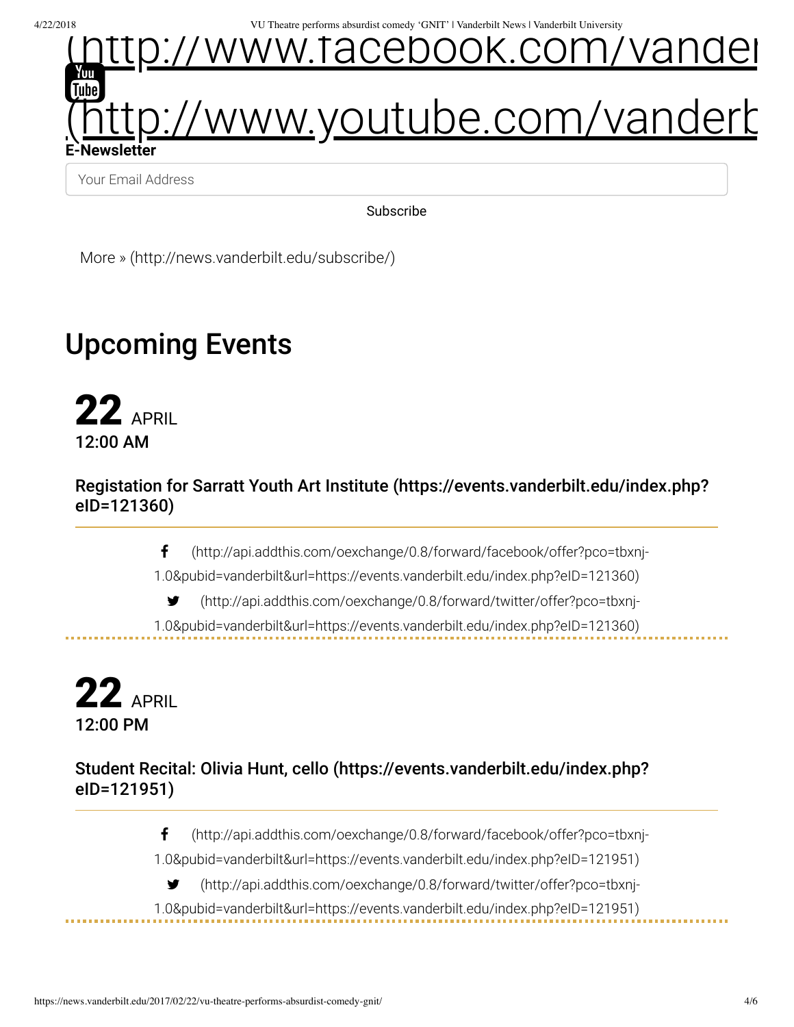(http://www.facebook.com/vander

(http://www.youtube.com/vanderb

**E-Newsletter**

Your Email Address

Subscribe

More » (http://news.vanderbilt.edu/subscribe/)

# Upcoming Events

**22** APRIL
**12:00 AM**

### Registation for Sarratt Youth Art Institute (https://events.vanderbilt.edu/index.php?eID=121360)

(http://api.addthis.com/oexchange/0.8/forward/facebook/offer?pco=tbxnj-1.0&pubid=vanderbilt&url=https://events.vanderbilt.edu/index.php?eID=121360)

(http://api.addthis.com/oexchange/0.8/forward/twitter/offer?pco=tbxnj-1.0&pubid=vanderbilt&url=https://events.vanderbilt.edu/index.php?eID=121360)

**22** APRIL
**12:00 PM**

### Student Recital: Olivia Hunt, cello (https://events.vanderbilt.edu/index.php?eID=121951)

(http://api.addthis.com/oexchange/0.8/forward/facebook/offer?pco=tbxnj-1.0&pubid=vanderbilt&url=https://events.vanderbilt.edu/index.php?eID=121951)

(http://api.addthis.com/oexchange/0.8/forward/twitter/offer?pco=tbxnj-1.0&pubid=vanderbilt&url=https://events.vanderbilt.edu/index.php?eID=121951)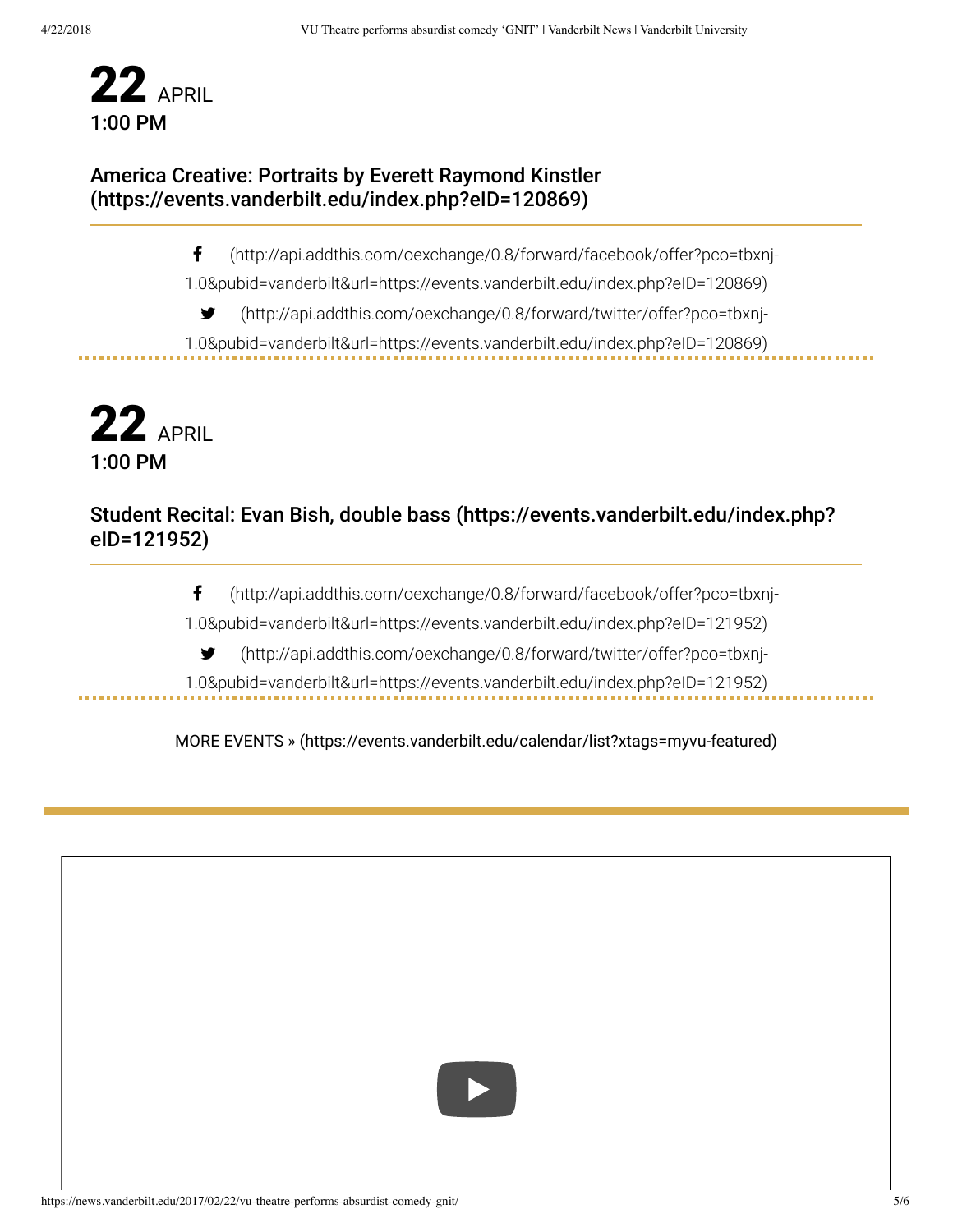**22** APRIL
**1:00 PM**

### America Creative: Portraits by Everett Raymond Kinstler (https://events.vanderbilt.edu/index.php?eID=120869)

(http://api.addthis.com/oexchange/0.8/forward/facebook/offer?pco=tbxnj-1.0&pubid=vanderbilt&url=https://events.vanderbilt.edu/index.php?eID=120869)

(http://api.addthis.com/oexchange/0.8/forward/twitter/offer?pco=tbxnj-1.0&pubid=vanderbilt&url=https://events.vanderbilt.edu/index.php?eID=120869)

**22** APRIL
**1:00 PM**

### Student Recital: Evan Bish, double bass (https://events.vanderbilt.edu/index.php?eID=121952)

(http://api.addthis.com/oexchange/0.8/forward/facebook/offer?pco=tbxnj-1.0&pubid=vanderbilt&url=https://events.vanderbilt.edu/index.php?eID=121952)

(http://api.addthis.com/oexchange/0.8/forward/twitter/offer?pco=tbxnj-1.0&pubid=vanderbilt&url=https://events.vanderbilt.edu/index.php?eID=121952)

MORE EVENTS » (https://events.vanderbilt.edu/calendar/list?xtags=myvu-featured)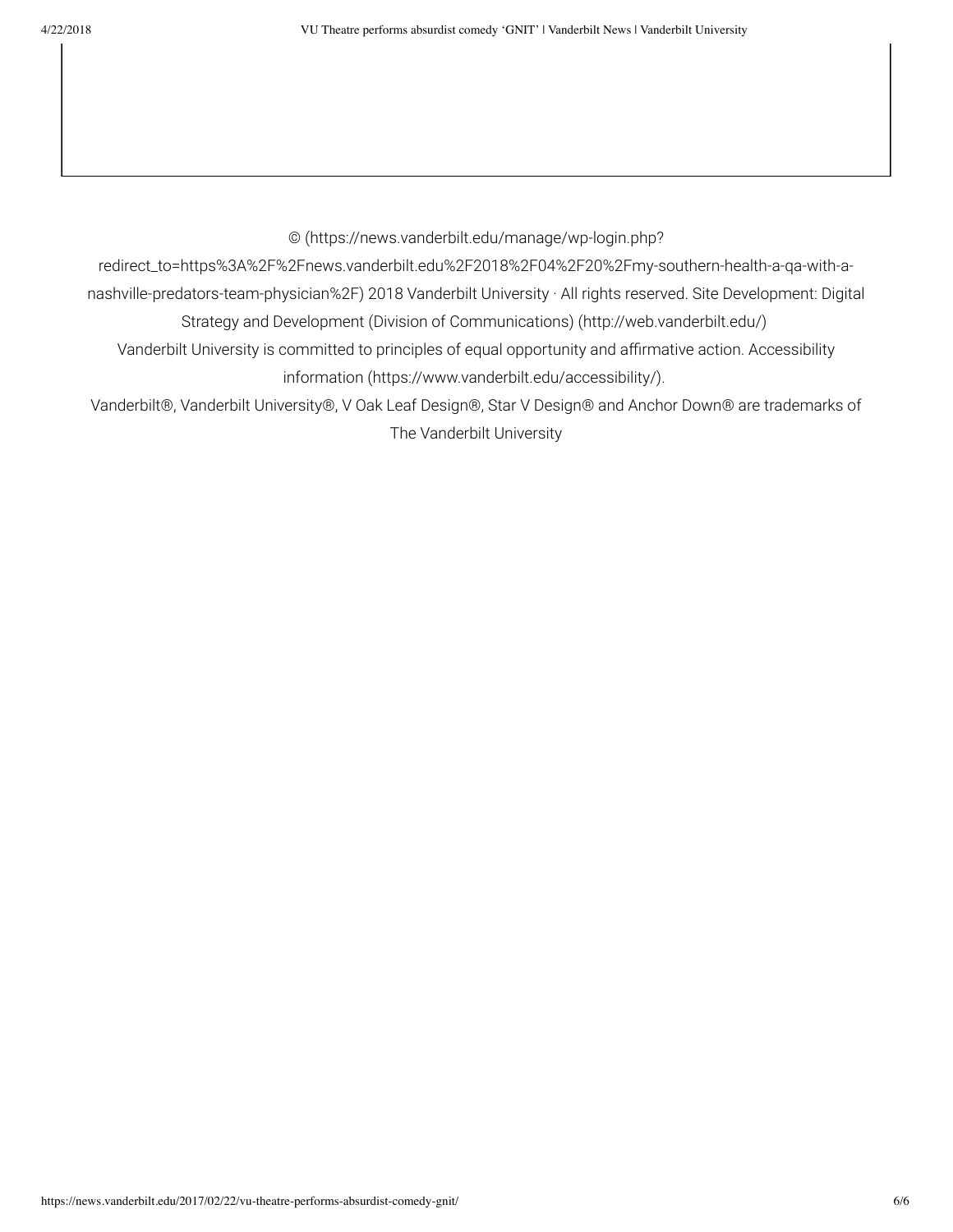© (https://news.vanderbilt.edu/manage/wp-login.php?redirect_to=https%3A%2F%2Fnews.vanderbilt.edu%2F2018%2F04%2F20%2Fmy-southern-health-a-qa-with-a-nashville-predators-team-physician%2F) 2018 Vanderbilt University · All rights reserved. Site Development: Digital Strategy and Development (Division of Communications) (http://web.vanderbilt.edu/)

Vanderbilt University is committed to principles of equal opportunity and affirmative action. Accessibility information (https://www.vanderbilt.edu/accessibility/).

Vanderbilt®, Vanderbilt University®, V Oak Leaf Design®, Star V Design® and Anchor Down® are trademarks of The Vanderbilt University